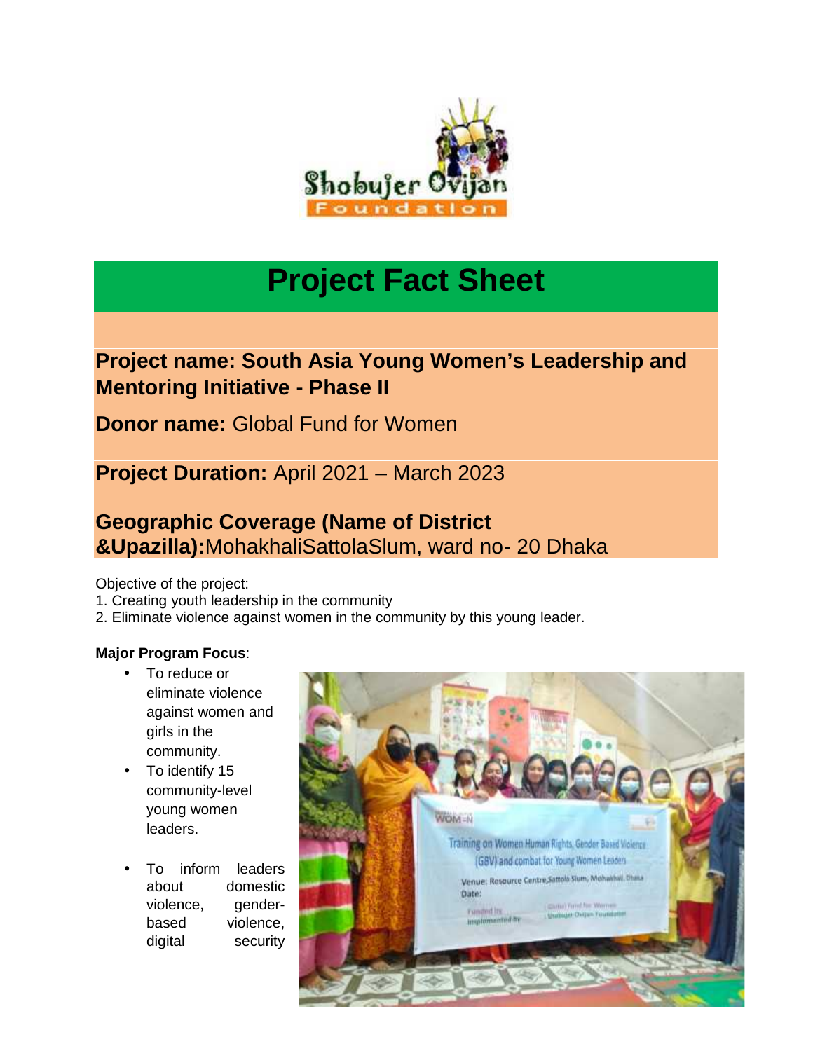Shobujer Ovijan Foundation

# Project Fact Sheet

**Project name: South Asia Young Women's Leadership and Mentoring Initiative - Phase II**

**Donor name:** Global Fund for Women

**Project Duration:** April 2021 – March 2023

**Geographic Coverage (Name of District &Upazilla):**MohakhaliSattolaSlum, ward no- 20 Dhaka

Objective of the project:

1. Creating youth leadership in the community
2. Eliminate violence against women in the community by this young leader.

**Major Program Focus**:

- To reduce or eliminate violence against women and girls in the community.
- To identify 15 community-level young women leaders.
- To inform leaders about domestic violence, gender-based violence, digital security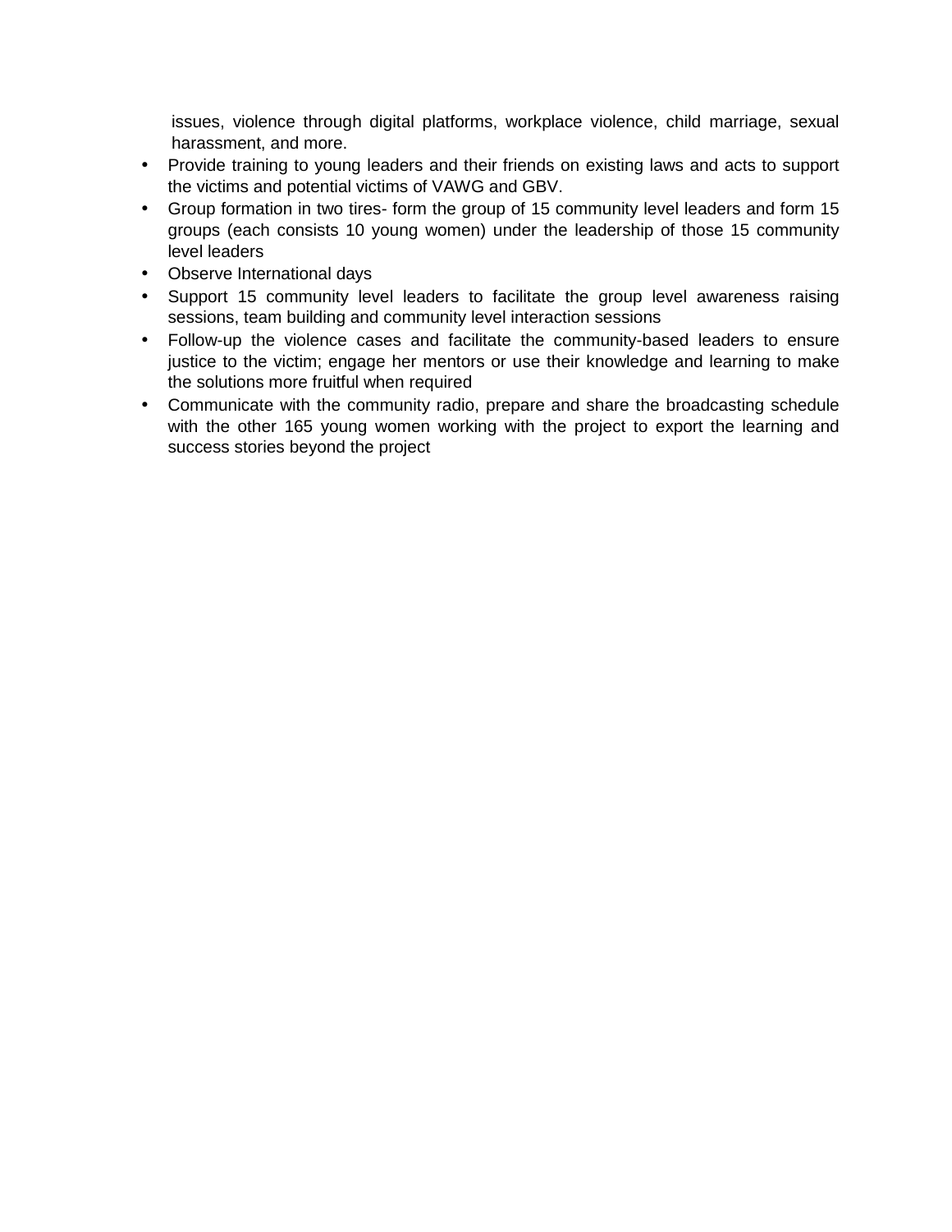issues, violence through digital platforms, workplace violence, child marriage, sexual harassment, and more.

- Provide training to young leaders and their friends on existing laws and acts to support the victims and potential victims of VAWG and GBV.
- Group formation in two tires- form the group of 15 community level leaders and form 15 groups (each consists 10 young women) under the leadership of those 15 community level leaders
- Observe International days
- Support 15 community level leaders to facilitate the group level awareness raising sessions, team building and community level interaction sessions
- Follow-up the violence cases and facilitate the community-based leaders to ensure justice to the victim; engage her mentors or use their knowledge and learning to make the solutions more fruitful when required
- Communicate with the community radio, prepare and share the broadcasting schedule with the other 165 young women working with the project to export the learning and success stories beyond the project